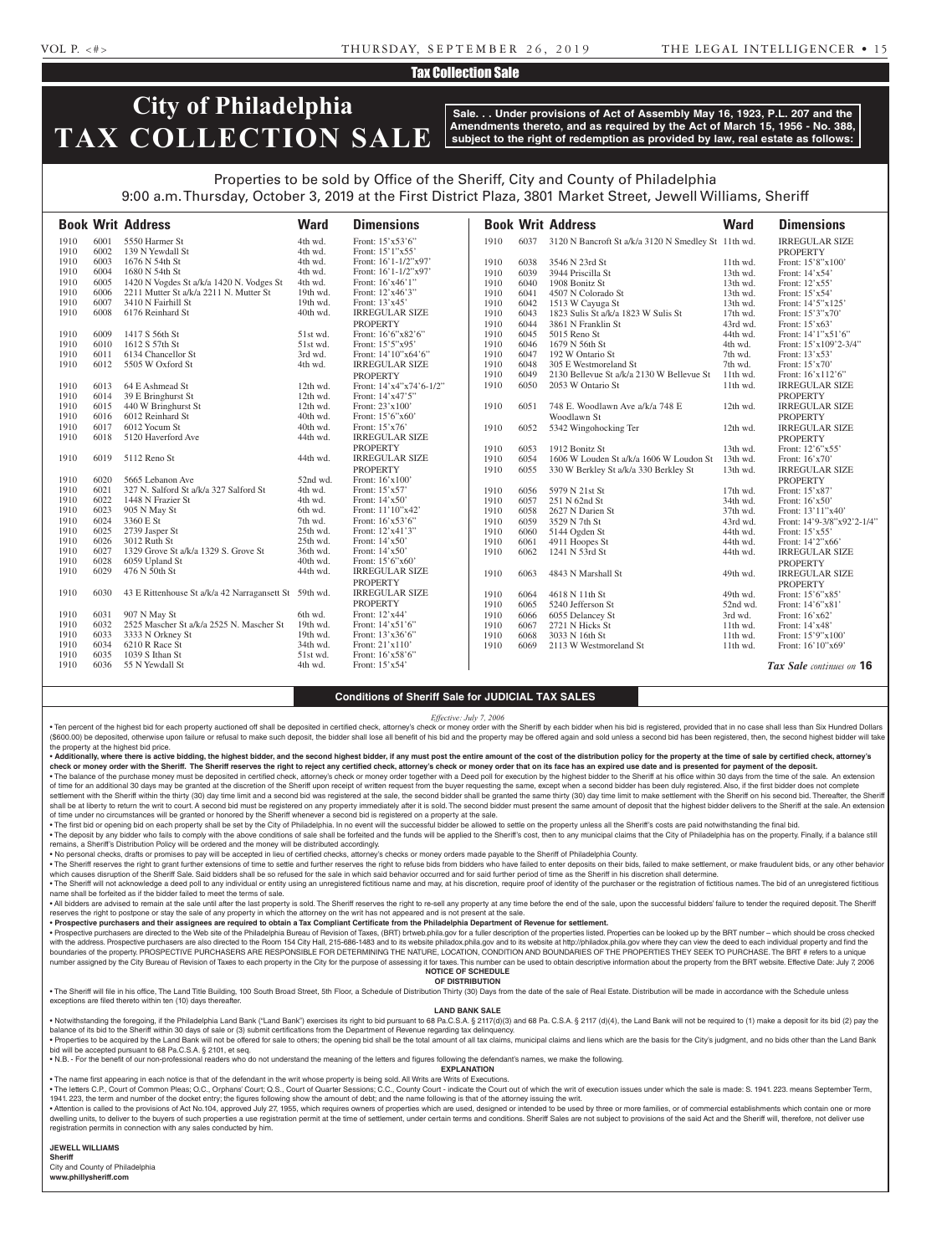## Tax Collection Sale

# City of Philadelphia TAX COLLECTION SALE

**Sale. . . Under provisions of Act of Assembly May 16, 1923, P.L. 207 and the Amendments thereto, and as required by the Act of March 15, 1956 - No. 388, subject to the right of redemption as provided by law, real estate as follows:**

Properties to be sold by Office of the Sheriff, City and County of Philadelphia
9:00 a.m. Thursday, October 3, 2019 at the First District Plaza, 3801 Market Street, Jewell Williams, Sheriff

| Book | Writ | Address | Ward | Dimensions |
|---|---|---|---|---|
| 1910 | 6001 | 5550 Harmer St | 4th wd. | Front: 15'x53'6" |
| 1910 | 6002 | 139 N Yewdall St | 4th wd. | Front: 15'1"x55' |
| 1910 | 6003 | 1676 N 54th St | 4th wd. | Front: 16'1-1/2"x97' |
| 1910 | 6004 | 1680 N 54th St | 4th wd. | Front: 16'1-1/2"x97' |
| 1910 | 6005 | 1420 N Vogdes St a/k/a 1420 N. Vodges St | 4th wd. | Front: 16'x46'1" |
| 1910 | 6006 | 2211 Mutter St a/k/a 2211 N. Mutter St | 19th wd. | Front: 12'x46'3" |
| 1910 | 6007 | 3410 N Fairhill St | 19th wd. | Front: 13'x45' |
| 1910 | 6008 | 6176 Reinhard St | 40th wd. | IRREGULAR SIZE PROPERTY |
| 1910 | 6009 | 1417 S 56th St | 51st wd. | Front: 16'6"x82'6" |
| 1910 | 6010 | 1612 S 57th St | 51st wd. | Front: 15'5"x95' |
| 1910 | 6011 | 6134 Chancellor St | 3rd wd. | Front: 14'10"x64'6" |
| 1910 | 6012 | 5505 W Oxford St | 4th wd. | IRREGULAR SIZE PROPERTY |
| 1910 | 6013 | 64 E Ashmead St | 12th wd. | Front: 14'x4"x74'6-1/2" |
| 1910 | 6014 | 39 E Bringhurst St | 12th wd. | Front: 14'x47'5" |
| 1910 | 6015 | 440 W Bringhurst St | 12th wd. | Front: 23'x100' |
| 1910 | 6016 | 6012 Reinhard St | 40th wd. | Front: 15'6"x60' |
| 1910 | 6017 | 6012 Yocum St | 40th wd. | Front: 15'x76' |
| 1910 | 6018 | 5120 Haverford Ave | 44th wd. | IRREGULAR SIZE PROPERTY |
| 1910 | 6019 | 5112 Reno St | 44th wd. | IRREGULAR SIZE PROPERTY |
| 1910 | 6020 | 5665 Lebanon Ave | 52nd wd. | Front: 16'x100' |
| 1910 | 6021 | 327 N. Salford St a/k/a 327 Salford St | 4th wd. | Front: 15'x57' |
| 1910 | 6022 | 1448 N Frazier St | 4th wd. | Front: 14'x50' |
| 1910 | 6023 | 905 N May St | 6th wd. | Front: 11'10"x42' |
| 1910 | 6024 | 3360 E St | 7th wd. | Front: 16'x53'6" |
| 1910 | 6025 | 2739 Jasper St | 25th wd. | Front: 12'x41'3" |
| 1910 | 6026 | 3012 Ruth St | 25th wd. | Front: 14'x50' |
| 1910 | 6027 | 1329 Grove St a/k/a 1329 S. Grove St | 36th wd. | Front: 14'x50' |
| 1910 | 6028 | 6059 Upland St | 40th wd. | Front: 15'6"x60' |
| 1910 | 6029 | 476 N 50th St | 44th wd. | IRREGULAR SIZE PROPERTY |
| 1910 | 6030 | 43 E Rittenhouse St a/k/a 42 Narragansett St | 59th wd. | IRREGULAR SIZE PROPERTY |
| 1910 | 6031 | 907 N May St | 6th wd. | Front: 12'x44' |
| 1910 | 6032 | 2525 Mascher St a/k/a 2525 N. Mascher St | 19th wd. | Front: 14'x51'6" |
| 1910 | 6033 | 3333 N Orkney St | 19th wd. | Front: 13'x36'6" |
| 1910 | 6034 | 6210 R Race St | 34th wd. | Front: 21'x110' |
| 1910 | 6035 | 1039 S Ithan St | 51st wd. | Front: 16'x58'6" |
| 1910 | 6036 | 55 N Yewdall St | 4th wd. | Front: 15'x54' |
| 1910 | 6037 | 3120 N Bancroft St a/k/a 3120 N Smedley St | 11th wd. | IRREGULAR SIZE PROPERTY |
| 1910 | 6038 | 3546 N 23rd St | 11th wd. | Front: 15'8"x100' |
| 1910 | 6039 | 3944 Priscilla St | 13th wd. | Front: 14'x54' |
| 1910 | 6040 | 1908 Bonitz St | 13th wd. | Front: 12'x55' |
| 1910 | 6041 | 4507 N Colorado St | 13th wd. | Front: 15'x54' |
| 1910 | 6042 | 1513 W Cayuga St | 13th wd. | Front: 14'5"x125' |
| 1910 | 6043 | 1823 Sulis St a/k/a 1823 W Sulis St | 17th wd. | Front: 15'3"x70' |
| 1910 | 6044 | 3861 N Franklin St | 43rd wd. | Front: 15'x63' |
| 1910 | 6045 | 5015 Reno St | 44th wd. | Front: 14'1"x51'6" |
| 1910 | 6046 | 1679 N 56th St | 4th wd. | Front: 15'x109'2-3/4" |
| 1910 | 6047 | 192 W Ontario St | 7th wd. | Front: 13'x53' |
| 1910 | 6048 | 305 E Westmoreland St | 7th wd. | Front: 15'x70' |
| 1910 | 6049 | 2130 Bellevue St a/k/a 2130 W Bellevue St | 11th wd. | Front: 16'x112'6" |
| 1910 | 6050 | 2053 W Ontario St | 11th wd. | IRREGULAR SIZE PROPERTY |
| 1910 | 6051 | 748 E. Woodlawn Ave a/k/a 748 E Woodlawn St | 12th wd. | IRREGULAR SIZE PROPERTY |
| 1910 | 6052 | 5342 Wingohocking Ter | 12th wd. | IRREGULAR SIZE PROPERTY |
| 1910 | 6053 | 1912 Bonitz St | 13th wd. | Front: 12'6"x55' |
| 1910 | 6054 | 1606 W Louden St a/k/a 1606 W Loudon St | 13th wd. | Front: 16'x70' |
| 1910 | 6055 | 330 W Berkley St a/k/a 330 Berkley St | 13th wd. | IRREGULAR SIZE PROPERTY |
| 1910 | 6056 | 5979 N 21st St | 17th wd. | Front: 15'x87' |
| 1910 | 6057 | 251 N 62nd St | 34th wd. | Front: 16'x50' |
| 1910 | 6058 | 2627 N Darien St | 37th wd. | Front: 13'11"x40' |
| 1910 | 6059 | 3529 N 7th St | 43rd wd. | Front: 14'9-3/8"x92'2-1/4" |
| 1910 | 6060 | 5144 Ogden St | 44th wd. | Front: 15'x55' |
| 1910 | 6061 | 4911 Hoopes St | 44th wd. | Front: 14'2"x66' |
| 1910 | 6062 | 1241 N 53rd St | 44th wd. | IRREGULAR SIZE PROPERTY |
| 1910 | 6063 | 4843 N Marshall St | 49th wd. | IRREGULAR SIZE PROPERTY |
| 1910 | 6064 | 4618 N 11th St | 49th wd. | Front: 15'6"x85' |
| 1910 | 6065 | 5240 Jefferson St | 52nd wd. | Front: 14'6"x81' |
| 1910 | 6066 | 6055 Delancey St | 3rd wd. | Front: 16'x62' |
| 1910 | 6067 | 2721 N Hicks St | 11th wd. | Front: 14'x48' |
| 1910 | 6068 | 3033 N 16th St | 11th wd. | Front: 15'9"x100' |
| 1910 | 6069 | 2113 W Westmoreland St | 11th wd. | Front: 16'10"x69' |

*Tax Sale continues on* **16**

## Conditions of Sheriff Sale for JUDICIAL TAX SALES

*Effective: July 7, 2006*

• Ten percent of the highest bid for each property auctioned off shall be deposited in certified check, attorney's check or money order with the Sheriff by each bidder when his bid is registered, provided that in no case shall less than Six Hundred Dollars ($600.00) be deposited, otherwise upon failure or refusal to make such deposit, the bidder shall lose all benefit of his bid and the property may be offered again and sold unless a second bid has been registered, then, the second highest bidder will take the property at the highest bid price.

• **Additionally, where there is active bidding, the highest bidder, and the second highest bidder, if any must post the entire amount of the cost of the distribution policy for the property at the time of sale by certified check, attorney's check or money order with the Sheriff. The Sheriff reserves the right to reject any certified check, attorney's check or money order that on its face has an expired use date and is presented for payment of the deposit.**

• The balance of the purchase money must be deposited in certified check, attorney's check or money order together with a Deed poll for execution by the highest bidder to the Sheriff at his office within 30 days from the time of the sale. An extension of time for an additional 30 days may be granted at the discretion of the Sheriff upon receipt of written request from the buyer requesting the same, except when a second bidder has been duly registered. Also, if the first bidder does not complete settlement with the Sheriff within the thirty (30) day time limit and a second bid was registered at the sale, the second bidder shall be granted the same thirty (30) day time limit to make settlement with the Sheriff on his second bid. Thereafter, the Sheriff shall be at liberty to return the writ to court. A second bid must be registered on any property immediately after it is sold. The second bidder must present the same amount of deposit that the highest bidder delivers to the Sheriff at the sale. An extension of time under no circumstances will be granted or honored by the Sheriff whenever a second bid is registered on a property at the sale.

• The first bid or opening bid on each property shall be set by the City of Philadelphia. In no event will the successful bidder be allowed to settle on the property unless all the Sheriff's costs are paid notwithstanding the final bid.

• The deposit by any bidder who fails to comply with the above conditions of sale shall be forfeited and the funds will be applied to the Sheriff's cost, then to any municipal claims that the City of Philadelphia has on the property. Finally, if a balance still remains, a Sheriff's Distribution Policy will be ordered and the money will be distributed accordingly.

• No personal checks, drafts or promises to pay will be accepted in lieu of certified checks, attorney's checks or money orders made payable to the Sheriff of Philadelphia County.

• The Sheriff reserves the right to grant further extensions of time to settle and further reserves the right to refuse bids from bidders who have failed to enter deposits on their bids, failed to make settlement, or make fraudulent bids, or any other behavior which causes disruption of the Sheriff Sale. Said bidders shall be so refused for the sale in which said behavior occurred and for said further period of time as the Sheriff in his discretion shall determine.

• The Sheriff will not acknowledge a deed poll to any individual or entity using an unregistered fictitious name and may, at his discretion, require proof of identity of the purchaser or the registration of fictitious names. The bid of an unregistered fictitious name shall be forfeited as if the bidder failed to meet the terms of sale.

• All bidders are advised to remain at the sale until after the last property is sold. The Sheriff reserves the right to re-sell any property at any time before the end of the sale, upon the successful bidders' failure to tender the required deposit. The Sheriff reserves the right to postpone or stay the sale of any property in which the attorney on the writ has not appeared and is not present at the sale.

• **Prospective purchasers and their assignees are required to obtain a Tax Compliant Certificate from the Philadelphia Department of Revenue for settlement.**

• Prospective purchasers are directed to the Web site of the Philadelphia Bureau of Revision of Taxes, (BRT) brtweb.phila.gov for a fuller description of the properties listed. Properties can be looked up by the BRT number – which should be cross checked with the address. Prospective purchasers are also directed to the Room 154 City Hall, 215-686-1483 and to its website philadox.phila.gov and to its website at http://philadox.phila.gov where they can view the deed to each individual property and find the boundaries of the property. PROSPECTIVE PURCHASERS ARE RESPONSIBLE FOR DETERMINING THE NATURE, LOCATION, CONDITION AND BOUNDARIES OF THE PROPERTIES THEY SEEK TO PURCHASE. The BRT # refers to a unique number assigned by the City Bureau of Revision of Taxes to each property in the City for the purpose of assessing it for taxes. This number can be used to obtain descriptive information about the property from the BRT website. Effective Date: July 7, 2006

**NOTICE OF SCHEDULE OF DISTRIBUTION**

• The Sheriff will file in his office, The Land Title Building, 100 South Broad Street, 5th Floor, a Schedule of Distribution Thirty (30) Days from the date of the sale of Real Estate. Distribution will be made in accordance with the Schedule unless exceptions are filed thereto within ten (10) days thereafter.

**LAND BANK SALE**

• Notwithstanding the foregoing, if the Philadelphia Land Bank ("Land Bank") exercises its right to bid pursuant to 68 Pa.C.S.A. § 2117(d)(3) and 68 Pa. C.S.A. § 2117 (d)(4), the Land Bank will not be required to (1) make a deposit for its bid (2) pay the balance of its bid to the Sheriff within 30 days of sale or (3) submit certifications from the Department of Revenue regarding tax delinquency.

• Properties to be acquired by the Land Bank will not be offered for sale to others; the opening bid shall be the total amount of all tax claims, municipal claims and liens which are the basis for the City's judgment, and no bids other than the Land Bank bid will be accepted pursuant to 68 Pa.C.S.A. § 2101, et seq.

• N.B. - For the benefit of our non-professional readers who do not understand the meaning of the letters and figures following the defendant's names, we make the following.

**EXPLANATION**

• The name first appearing in each notice is that of the defendant in the writ whose property is being sold. All Writs are Writs of Executions.

• The letters C.P., Court of Common Pleas; O.C., Orphans' Court; Q.S., Court of Quarter Sessions; C.C., County Court - indicate the Court out of which the writ of execution issues under which the sale is made: S. 1941. 223. means September Term, 1941. 223, the term and number of the docket entry; the figures following show the amount of debt; and the name following is that of the attorney issuing the writ.

• Attention is called to the provisions of Act No.104, approved July 27, 1955, which requires owners of properties which are used, designed or intended to be used by three or more families, or of commercial establishments which contain one or more dwelling units, to deliver to the buyers of such properties a use registration permit at the time of settlement, under certain terms and conditions. Sheriff Sales are not subject to provisions of the said Act and the Sheriff will, therefore, not deliver use registration permits in connection with any sales conducted by him.

**JEWELL WILLIAMS**
**Sheriff**
City and County of Philadelphia
**www.phillysheriff.com**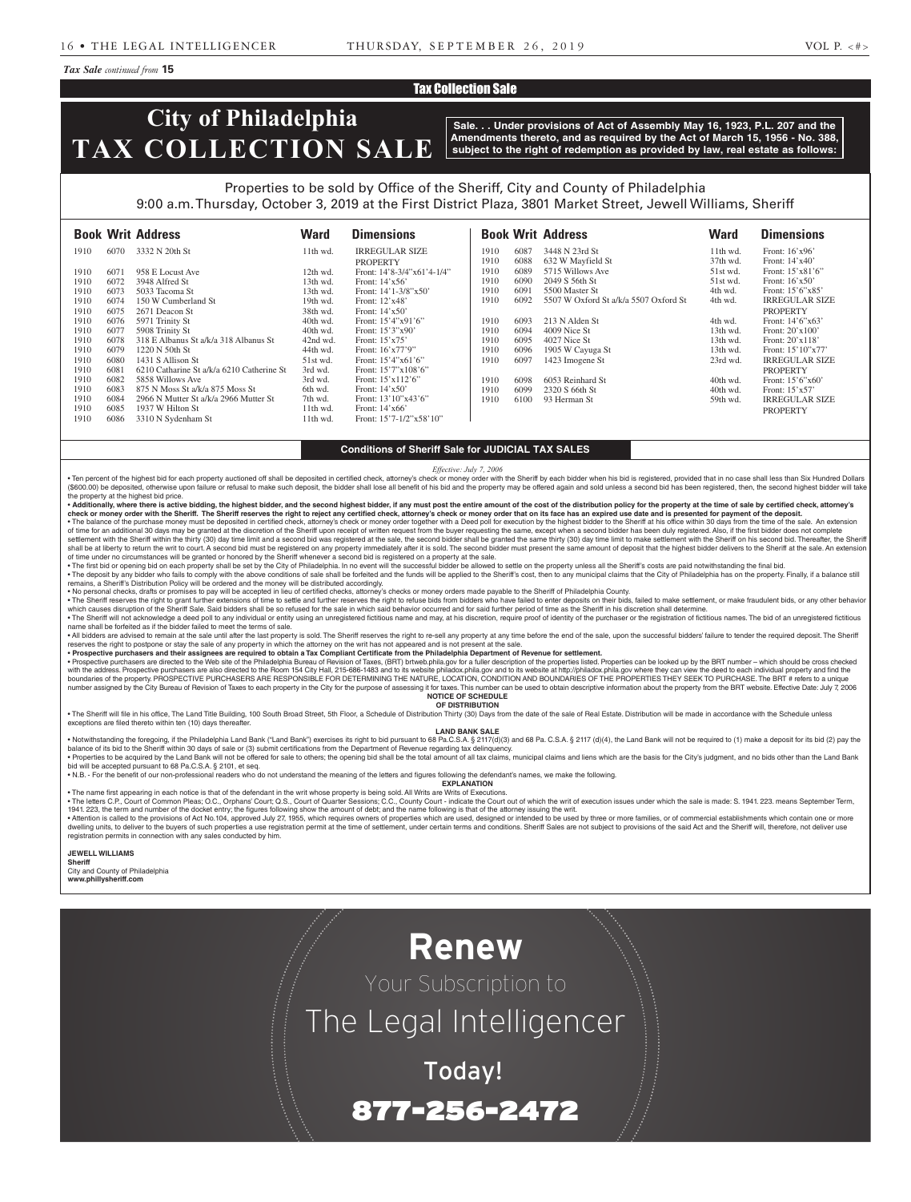*Tax Sale continued from* **15**

**Tax Collection Sale**

# City of Philadelphia TAX COLLECTION SALE

**Sale. . . Under provisions of Act of Assembly May 16, 1923, P.L. 207 and the Amendments thereto, and as required by the Act of March 15, 1956 - No. 388, subject to the right of redemption as provided by law, real estate as follows:**

Properties to be sold by Office of the Sheriff, City and County of Philadelphia
9:00 a.m. Thursday, October 3, 2019 at the First District Plaza, 3801 Market Street, Jewell Williams, Sheriff

| Book | Writ | Address | Ward | Dimensions |
|---|---|---|---|---|
| 1910 | 6070 | 3332 N 20th St | 11th wd. | IRREGULAR SIZE PROPERTY |
| 1910 | 6071 | 958 E Locust Ave | 12th wd. | Front: 14'8-3/4"x61'4-1/4" |
| 1910 | 6072 | 3948 Alfred St | 13th wd. | Front: 14'x56' |
| 1910 | 6073 | 5033 Tacoma St | 13th wd. | Front: 14'1-3/8"x50' |
| 1910 | 6074 | 150 W Cumberland St | 19th wd. | Front: 12'x48' |
| 1910 | 6075 | 2671 Deacon St | 38th wd. | Front: 14'x50' |
| 1910 | 6076 | 5971 Trinity St | 40th wd. | Front: 15'4"x91'6" |
| 1910 | 6077 | 5908 Trinity St | 40th wd. | Front: 15'3"x90' |
| 1910 | 6078 | 318 E Albanus St a/k/a 318 Albanus St | 42nd wd. | Front: 15'x75' |
| 1910 | 6079 | 1220 N 50th St | 44th wd. | Front: 16'x77'9" |
| 1910 | 6080 | 1431 S Allison St | 51st wd. | Front: 15'4"x61'6" |
| 1910 | 6081 | 6210 Catharine St a/k/a 6210 Catherine St | 3rd wd. | Front: 15'7"x108'6" |
| 1910 | 6082 | 5858 Willows Ave | 3rd wd. | Front: 15'x112'6" |
| 1910 | 6083 | 875 N Moss St a/k/a 875 Moss St | 6th wd. | Front: 14'x50' |
| 1910 | 6084 | 2966 N Mutter St a/k/a 2966 Mutter St | 7th wd. | Front: 13'10"x43'6" |
| 1910 | 6085 | 1937 W Hilton St | 11th wd. | Front: 14'x66' |
| 1910 | 6086 | 3310 N Sydenham St | 11th wd. | Front: 15'7-1/2"x58'10" |
| 1910 | 6087 | 3448 N 23rd St | 11th wd. | Front: 16'x96' |
| 1910 | 6088 | 632 W Mayfield St | 37th wd. | Front: 14'x40' |
| 1910 | 6089 | 5715 Willows Ave | 51st wd. | Front: 15'x81'6" |
| 1910 | 6090 | 2049 S 56th St | 51st wd. | Front: 16'x50' |
| 1910 | 6091 | 5500 Master St | 4th wd. | Front: 15'6"x85' |
| 1910 | 6092 | 5507 W Oxford St a/k/a 5507 Oxford St | 4th wd. | IRREGULAR SIZE PROPERTY |
| 1910 | 6093 | 213 N Alden St | 4th wd. | Front: 14'6"x63' |
| 1910 | 6094 | 4009 Nice St | 13th wd. | Front: 20'x100' |
| 1910 | 6095 | 4027 Nice St | 13th wd. | Front: 20'x118' |
| 1910 | 6096 | 1905 W Cayuga St | 13th wd. | Front: 15'10"x77' |
| 1910 | 6097 | 1423 Imogene St | 23rd wd. | IRREGULAR SIZE PROPERTY |
| 1910 | 6098 | 6053 Reinhard St | 40th wd. | Front: 15'6"x60' |
| 1910 | 6099 | 2320 S 66th St | 40th wd. | Front: 15'x57' |
| 1910 | 6100 | 93 Herman St | 59th wd. | IRREGULAR SIZE PROPERTY |

## Conditions of Sheriff Sale for JUDICIAL TAX SALES

*Effective: July 7, 2006*

• Ten percent of the highest bid for each property auctioned off shall be deposited in certified check, attorney's check or money order with the Sheriff by each bidder when his bid is registered, provided that in no case shall less than Six Hundred Dollars ($600.00) be deposited, otherwise upon failure or refusal to make such deposit, the bidder shall lose all benefit of his bid and the property may be offered again and sold unless a second bid has been registered, then, the second highest bidder will take the property at the highest bid price.

• **Additionally, where there is active bidding, the highest bidder, and the second highest bidder, if any must post the entire amount of the cost of the distribution policy for the property at the time of sale by certified check, attorney's check or money order with the Sheriff. The Sheriff reserves the right to reject any certified check, attorney's check or money order that on its face has an expired use date and is presented for payment of the deposit.**

• The balance of the purchase money must be deposited in certified check, attorney's check or money order together with a Deed poll for execution by the highest bidder to the Sheriff at his office within 30 days from the time of the sale. An extension of time for an additional 30 days may be granted at the discretion of the Sheriff upon receipt of written request from the buyer requesting the same, except when a second bidder has been duly registered. Also, if the first bidder does not complete settlement with the Sheriff within the thirty (30) day time limit and a second bid was registered at the sale, the second bidder shall be granted the same thirty (30) day time limit to make settlement with the Sheriff on his second bid. Thereafter, the Sheriff shall be at liberty to return the writ to court. A second bid must be registered on any property immediately after it is sold. The second bidder must present the same amount of deposit that the highest bidder delivers to the Sheriff at the sale. An extension of time under no circumstances will be granted or honored by the Sheriff whenever a second bid is registered on a property at the sale.

• The first bid or opening bid on each property shall be set by the City of Philadelphia. In no event will the successful bidder be allowed to settle on the property unless all the Sheriff's costs are paid notwithstanding the final bid.

• The deposit by any bidder who fails to comply with the above conditions of sale shall be forfeited and the funds will be applied to the Sheriff's cost, then to any municipal claims that the City of Philadelphia has on the property. Finally, if a balance still remains, a Sheriff's Distribution Policy will be ordered and the money will be distributed accordingly.

• No personal checks, drafts or promises to pay will be accepted in lieu of certified checks, attorney's checks or money orders made payable to the Sheriff of Philadelphia County.

• The Sheriff reserves the right to grant further extensions of time to settle and further reserves the right to refuse bids from bidders who have failed to enter deposits on their bids, failed to make settlement, or make fraudulent bids, or any other behavior which causes disruption of the Sheriff Sale. Said bidders shall be so refused for the sale in which said behavior occurred and for said further period of time as the Sheriff in his discretion shall determine.

• The Sheriff will not acknowledge a deed poll to any individual or entity using an unregistered fictitious name and may, at his discretion, require proof of identity of the purchaser or the registration of fictitious names. The bid of an unregistered fictitious name shall be forfeited as if the bidder failed to meet the terms of sale.

• All bidders are advised to remain at the sale until after the last property is sold. The Sheriff reserves the right to re-sell any property at any time before the end of the sale, upon the successful bidders' failure to tender the required deposit. The Sheriff reserves the right to postpone or stay the sale of any property in which the attorney on the writ has not appeared and is not present at the sale.

• **Prospective purchasers and their assignees are required to obtain a Tax Compliant Certificate from the Philadelphia Department of Revenue for settlement.**

• Prospective purchasers are directed to the Web site of the Philadelphia Bureau of Revision of Taxes, (BRT) brtweb.phila.gov for a fuller description of the properties listed. Properties can be looked up by the BRT number – which should be cross checked with the address. Prospective purchasers are also directed to the Room 154 City Hall, 215-686-1483 and to its website philadox.phila.gov and to its website at http://philadox.phila.gov where they can view the deed to each individual property and find the boundaries of the property. PROSPECTIVE PURCHASERS ARE RESPONSIBLE FOR DETERMINING THE NATURE, LOCATION, CONDITION AND BOUNDARIES OF THE PROPERTIES THEY SEEK TO PURCHASE. The BRT # refers to a unique number assigned by the City Bureau of Revision of Taxes to each property in the City for the purpose of assessing it for taxes. This number can be used to obtain descriptive information about the property from the BRT website. Effective Date: July 7, 2006

**NOTICE OF SCHEDULE OF DISTRIBUTION**

• The Sheriff will file in his office, The Land Title Building, 100 South Broad Street, 5th Floor, a Schedule of Distribution Thirty (30) Days from the date of the sale of Real Estate. Distribution will be made in accordance with the Schedule unless exceptions are filed thereto within ten (10) days thereafter.

**LAND BANK SALE**

• Notwithstanding the foregoing, if the Philadelphia Land Bank ("Land Bank") exercises its right to bid pursuant to 68 Pa.C.S.A. § 2117(d)(3) and 68 Pa. C.S.A. § 2117 (d)(4), the Land Bank will not be required to (1) make a deposit for its bid (2) pay the balance of its bid to the Sheriff within 30 days of sale or (3) submit certifications from the Department of Revenue regarding tax delinquency.

• Properties to be acquired by the Land Bank will not be offered for sale to others; the opening bid shall be the total amount of all tax claims, municipal claims and liens which are the basis for the City's judgment, and no bids other than the Land Bank bid will be accepted pursuant to 68 Pa.C.S.A. § 2101, et seq.

• N.B. - For the benefit of our non-professional readers who do not understand the meaning of the letters and figures following the defendant's names, we make the following.

**EXPLANATION**

• The name first appearing in each notice is that of the defendant in the writ whose property is being sold. All Writs are Writs of Executions.

• The letters C.P., Court of Common Pleas; O.C., Orphans' Court; Q.S., Court of Quarter Sessions; C.C., County Court - indicate the Court out of which the writ of execution issues under which the sale is made: S. 1941. 223. means September Term, 1941. 223, the term and number of the docket entry; the figures following show the amount of debt; and the name following is that of the attorney issuing the writ.

• Attention is called to the provisions of Act No.104, approved July 27, 1955, which requires owners of properties which are used, designed or intended to be used by three or more families, or of commercial establishments which contain one or more dwelling units, to deliver to the buyers of such properties a use registration permit at the time of settlement, under certain terms and conditions. Sheriff Sales are not subject to provisions of the said Act and the Sheriff will, therefore, not deliver use registration permits in connection with any sales conducted by him.

**JEWELL WILLIAMS**
**Sheriff**
City and County of Philadelphia
**www.phillysheriff.com**

**Renew**
Your Subscription to
The Legal Intelligencer
Today!
**877-256-2472**